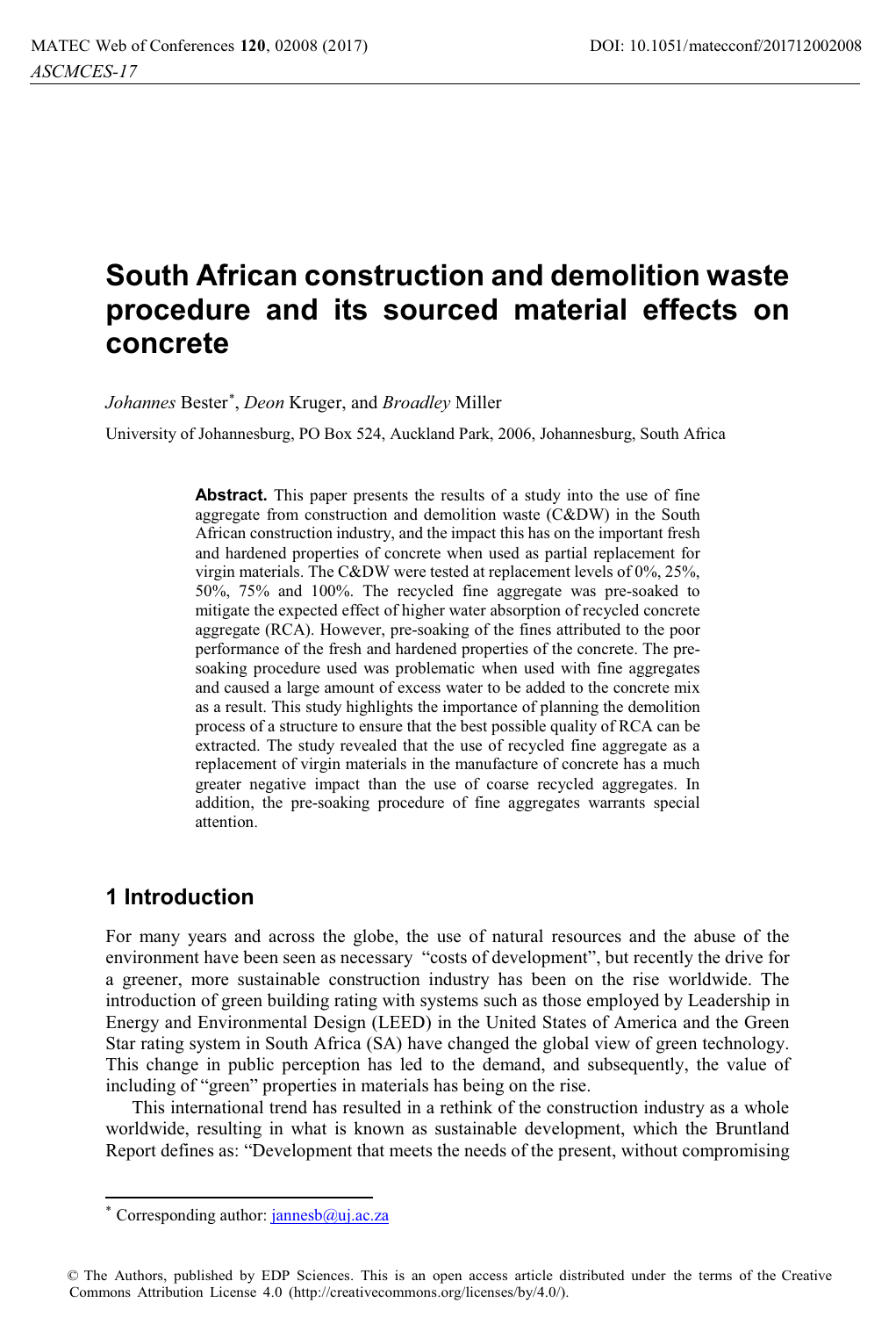# South African construction and demolition waste procedure and its sourced material effects on concrete

*Johannes* Bester[*], *Deon* Kruger, and *Broadley* Miller

University of Johannesburg, PO Box 524, Auckland Park, 2006, Johannesburg, South Africa

**Abstract.** This paper presents the results of a study into the use of fine aggregate from construction and demolition waste (C&DW) in the South African construction industry, and the impact this has on the important fresh and hardened properties of concrete when used as partial replacement for virgin materials. The C&DW were tested at replacement levels of 0%, 25%, 50%, 75% and 100%. The recycled fine aggregate was pre-soaked to mitigate the expected effect of higher water absorption of recycled concrete aggregate (RCA). However, pre-soaking of the fines attributed to the poor performance of the fresh and hardened properties of the concrete. The pre-soaking procedure used was problematic when used with fine aggregates and caused a large amount of excess water to be added to the concrete mix as a result. This study highlights the importance of planning the demolition process of a structure to ensure that the best possible quality of RCA can be extracted. The study revealed that the use of recycled fine aggregate as a replacement of virgin materials in the manufacture of concrete has a much greater negative impact than the use of coarse recycled aggregates. In addition, the pre-soaking procedure of fine aggregates warrants special attention.

## 1 Introduction

For many years and across the globe, the use of natural resources and the abuse of the environment have been seen as necessary "costs of development", but recently the drive for a greener, more sustainable construction industry has been on the rise worldwide. The introduction of green building rating with systems such as those employed by Leadership in Energy and Environmental Design (LEED) in the United States of America and the Green Star rating system in South Africa (SA) have changed the global view of green technology. This change in public perception has led to the demand, and subsequently, the value of including of "green" properties in materials has being on the rise.

This international trend has resulted in a rethink of the construction industry as a whole worldwide, resulting in what is known as sustainable development, which the Bruntland Report defines as: "Development that meets the needs of the present, without compromising

[*] Corresponding author: jannesb@uj.ac.za

© The Authors, published by EDP Sciences. This is an open access article distributed under the terms of the Creative Commons Attribution License 4.0 (http://creativecommons.org/licenses/by/4.0/).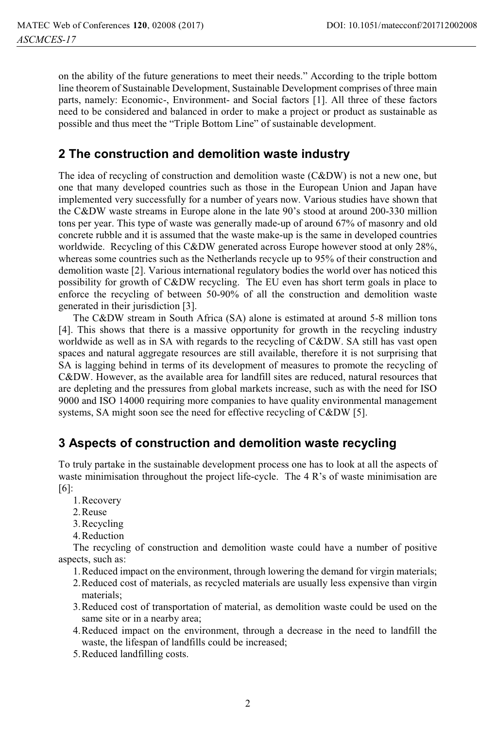on the ability of the future generations to meet their needs." According to the triple bottom line theorem of Sustainable Development, Sustainable Development comprises of three main parts, namely: Economic-, Environment- and Social factors [1]. All three of these factors need to be considered and balanced in order to make a project or product as sustainable as possible and thus meet the "Triple Bottom Line" of sustainable development.

## 2 The construction and demolition waste industry

The idea of recycling of construction and demolition waste (C&DW) is not a new one, but one that many developed countries such as those in the European Union and Japan have implemented very successfully for a number of years now. Various studies have shown that the C&DW waste streams in Europe alone in the late 90's stood at around 200-330 million tons per year. This type of waste was generally made-up of around 67% of masonry and old concrete rubble and it is assumed that the waste make-up is the same in developed countries worldwide. Recycling of this C&DW generated across Europe however stood at only 28%, whereas some countries such as the Netherlands recycle up to 95% of their construction and demolition waste [2]. Various international regulatory bodies the world over has noticed this possibility for growth of C&DW recycling. The EU even has short term goals in place to enforce the recycling of between 50-90% of all the construction and demolition waste generated in their jurisdiction [3].

The C&DW stream in South Africa (SA) alone is estimated at around 5-8 million tons [4]. This shows that there is a massive opportunity for growth in the recycling industry worldwide as well as in SA with regards to the recycling of C&DW. SA still has vast open spaces and natural aggregate resources are still available, therefore it is not surprising that SA is lagging behind in terms of its development of measures to promote the recycling of C&DW. However, as the available area for landfill sites are reduced, natural resources that are depleting and the pressures from global markets increase, such as with the need for ISO 9000 and ISO 14000 requiring more companies to have quality environmental management systems, SA might soon see the need for effective recycling of C&DW [5].

## 3 Aspects of construction and demolition waste recycling

To truly partake in the sustainable development process one has to look at all the aspects of waste minimisation throughout the project life-cycle. The 4 R's of waste minimisation are [6]:

1. Recovery
2. Reuse
3. Recycling
4. Reduction

The recycling of construction and demolition waste could have a number of positive aspects, such as:

1. Reduced impact on the environment, through lowering the demand for virgin materials;
2. Reduced cost of materials, as recycled materials are usually less expensive than virgin materials;
3. Reduced cost of transportation of material, as demolition waste could be used on the same site or in a nearby area;
4. Reduced impact on the environment, through a decrease in the need to landfill the waste, the lifespan of landfills could be increased;
5. Reduced landfilling costs.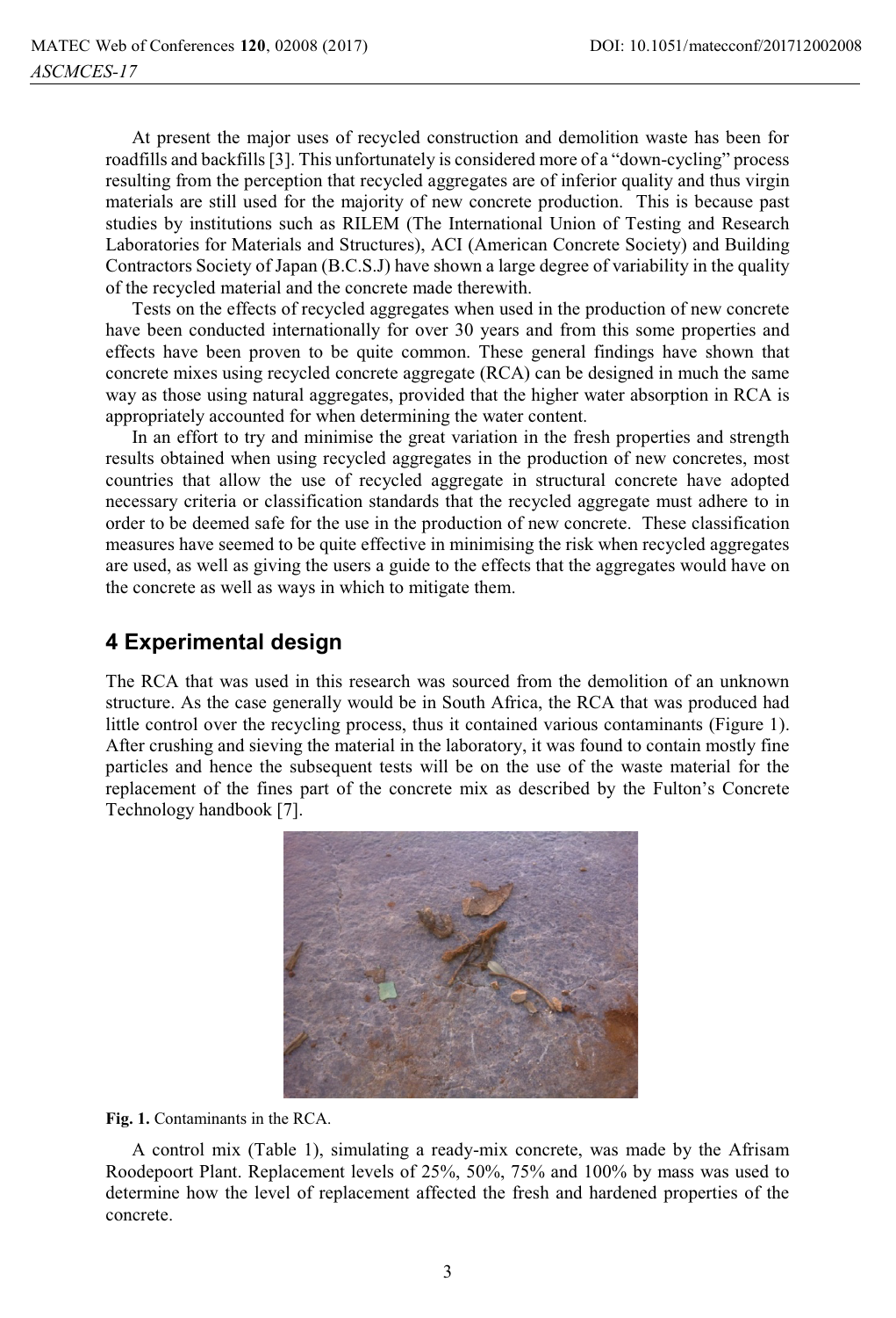At present the major uses of recycled construction and demolition waste has been for roadfills and backfills [3]. This unfortunately is considered more of a "down-cycling" process resulting from the perception that recycled aggregates are of inferior quality and thus virgin materials are still used for the majority of new concrete production. This is because past studies by institutions such as RILEM (The International Union of Testing and Research Laboratories for Materials and Structures), ACI (American Concrete Society) and Building Contractors Society of Japan (B.C.S.J) have shown a large degree of variability in the quality of the recycled material and the concrete made therewith.

Tests on the effects of recycled aggregates when used in the production of new concrete have been conducted internationally for over 30 years and from this some properties and effects have been proven to be quite common. These general findings have shown that concrete mixes using recycled concrete aggregate (RCA) can be designed in much the same way as those using natural aggregates, provided that the higher water absorption in RCA is appropriately accounted for when determining the water content.

In an effort to try and minimise the great variation in the fresh properties and strength results obtained when using recycled aggregates in the production of new concretes, most countries that allow the use of recycled aggregate in structural concrete have adopted necessary criteria or classification standards that the recycled aggregate must adhere to in order to be deemed safe for the use in the production of new concrete. These classification measures have seemed to be quite effective in minimising the risk when recycled aggregates are used, as well as giving the users a guide to the effects that the aggregates would have on the concrete as well as ways in which to mitigate them.

## 4 Experimental design

The RCA that was used in this research was sourced from the demolition of an unknown structure. As the case generally would be in South Africa, the RCA that was produced had little control over the recycling process, thus it contained various contaminants (Figure 1). After crushing and sieving the material in the laboratory, it was found to contain mostly fine particles and hence the subsequent tests will be on the use of the waste material for the replacement of the fines part of the concrete mix as described by the Fulton's Concrete Technology handbook [7].

**Fig. 1.** Contaminants in the RCA.

A control mix (Table 1), simulating a ready-mix concrete, was made by the Afrisam Roodepoort Plant. Replacement levels of 25%, 50%, 75% and 100% by mass was used to determine how the level of replacement affected the fresh and hardened properties of the concrete.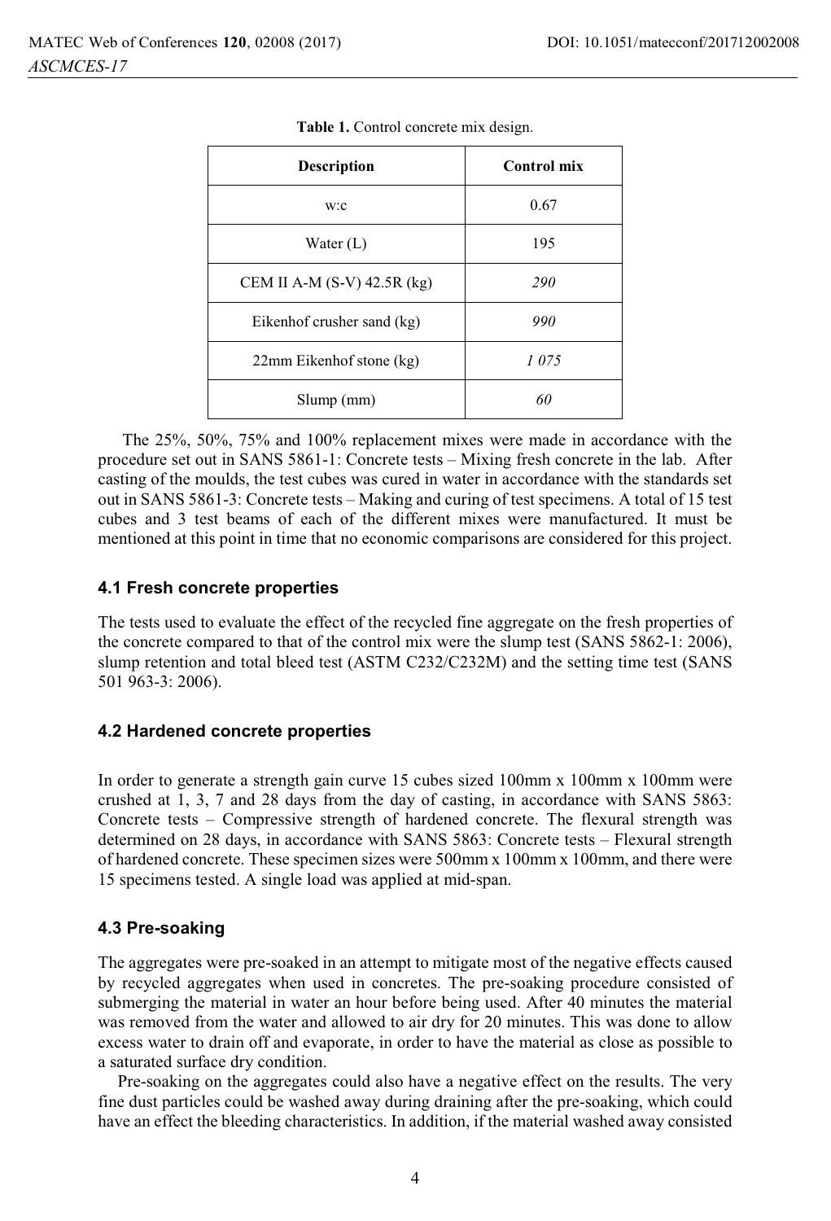**Table 1.** Control concrete mix design.

| Description | Control mix |
| --- | --- |
| w:c | 0.67 |
| Water (L) | 195 |
| CEM II A-M (S-V) 42.5R (kg) | *290* |
| Eikenhof crusher sand (kg) | *990* |
| 22mm Eikenhof stone (kg) | *1 075* |
| Slump (mm) | *60* |

The 25%, 50%, 75% and 100% replacement mixes were made in accordance with the procedure set out in SANS 5861-1: Concrete tests – Mixing fresh concrete in the lab. After casting of the moulds, the test cubes was cured in water in accordance with the standards set out in SANS 5861-3: Concrete tests – Making and curing of test specimens. A total of 15 test cubes and 3 test beams of each of the different mixes were manufactured. It must be mentioned at this point in time that no economic comparisons are considered for this project.

### 4.1 Fresh concrete properties

The tests used to evaluate the effect of the recycled fine aggregate on the fresh properties of the concrete compared to that of the control mix were the slump test (SANS 5862-1: 2006), slump retention and total bleed test (ASTM C232/C232M) and the setting time test (SANS 501 963-3: 2006).

### 4.2 Hardened concrete properties

In order to generate a strength gain curve 15 cubes sized 100mm x 100mm x 100mm were crushed at 1, 3, 7 and 28 days from the day of casting, in accordance with SANS 5863: Concrete tests – Compressive strength of hardened concrete. The flexural strength was determined on 28 days, in accordance with SANS 5863: Concrete tests – Flexural strength of hardened concrete. These specimen sizes were 500mm x 100mm x 100mm, and there were 15 specimens tested. A single load was applied at mid-span.

### 4.3 Pre-soaking

The aggregates were pre-soaked in an attempt to mitigate most of the negative effects caused by recycled aggregates when used in concretes. The pre-soaking procedure consisted of submerging the material in water an hour before being used. After 40 minutes the material was removed from the water and allowed to air dry for 20 minutes. This was done to allow excess water to drain off and evaporate, in order to have the material as close as possible to a saturated surface dry condition.

Pre-soaking on the aggregates could also have a negative effect on the results. The very fine dust particles could be washed away during draining after the pre-soaking, which could have an effect the bleeding characteristics. In addition, if the material washed away consisted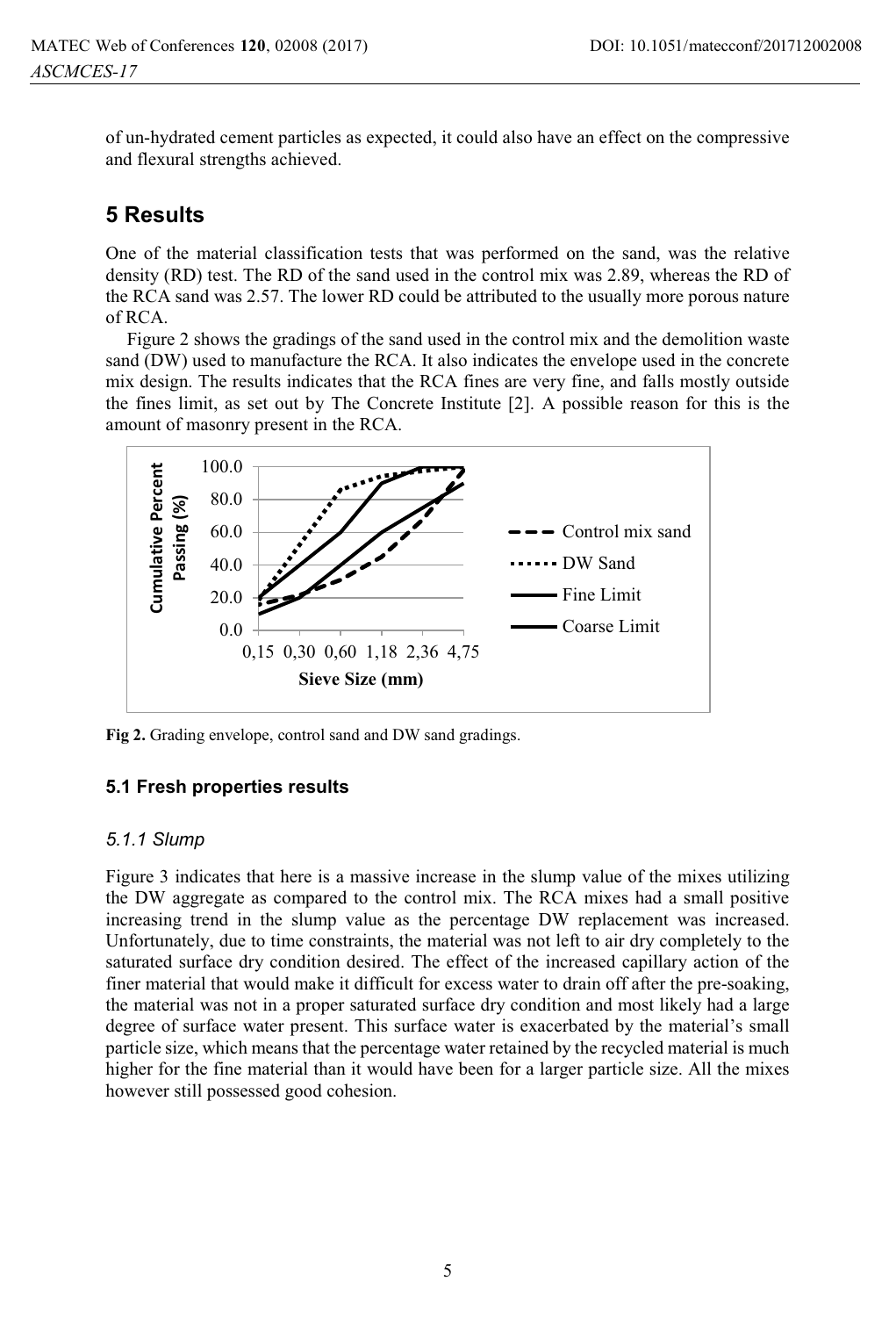of un-hydrated cement particles as expected, it could also have an effect on the compressive and flexural strengths achieved.

## 5 Results

One of the material classification tests that was performed on the sand, was the relative density (RD) test. The RD of the sand used in the control mix was 2.89, whereas the RD of the RCA sand was 2.57. The lower RD could be attributed to the usually more porous nature of RCA.

Figure 2 shows the gradings of the sand used in the control mix and the demolition waste sand (DW) used to manufacture the RCA. It also indicates the envelope used in the concrete mix design. The results indicates that the RCA fines are very fine, and falls mostly outside the fines limit, as set out by The Concrete Institute [2]. A possible reason for this is the amount of masonry present in the RCA.

**Fig 2.** Grading envelope, control sand and DW sand gradings.

### 5.1 Fresh properties results

#### *5.1.1 Slump*

Figure 3 indicates that here is a massive increase in the slump value of the mixes utilizing the DW aggregate as compared to the control mix. The RCA mixes had a small positive increasing trend in the slump value as the percentage DW replacement was increased. Unfortunately, due to time constraints, the material was not left to air dry completely to the saturated surface dry condition desired. The effect of the increased capillary action of the finer material that would make it difficult for excess water to drain off after the pre-soaking, the material was not in a proper saturated surface dry condition and most likely had a large degree of surface water present. This surface water is exacerbated by the material's small particle size, which means that the percentage water retained by the recycled material is much higher for the fine material than it would have been for a larger particle size. All the mixes however still possessed good cohesion.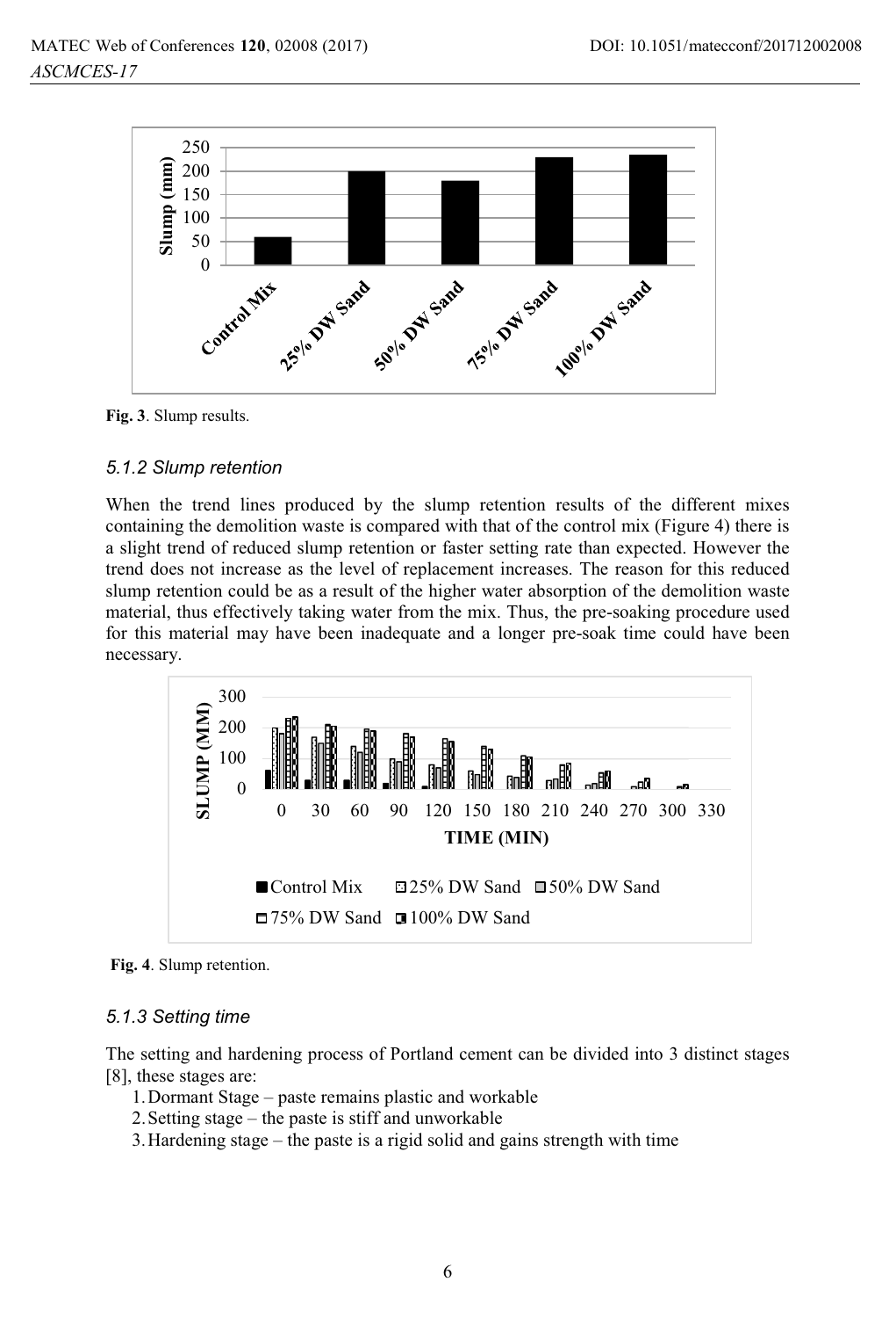Fig. 3. Slump results.

### 5.1.2 Slump retention

When the trend lines produced by the slump retention results of the different mixes containing the demolition waste is compared with that of the control mix (Figure 4) there is a slight trend of reduced slump retention or faster setting rate than expected. However the trend does not increase as the level of replacement increases. The reason for this reduced slump retention could be as a result of the higher water absorption of the demolition waste material, thus effectively taking water from the mix. Thus, the pre-soaking procedure used for this material may have been inadequate and a longer pre-soak time could have been necessary.

Fig. 4. Slump retention.

### 5.1.3 Setting time

The setting and hardening process of Portland cement can be divided into 3 distinct stages [8], these stages are:

1. Dormant Stage – paste remains plastic and workable
2. Setting stage – the paste is stiff and unworkable
3. Hardening stage – the paste is a rigid solid and gains strength with time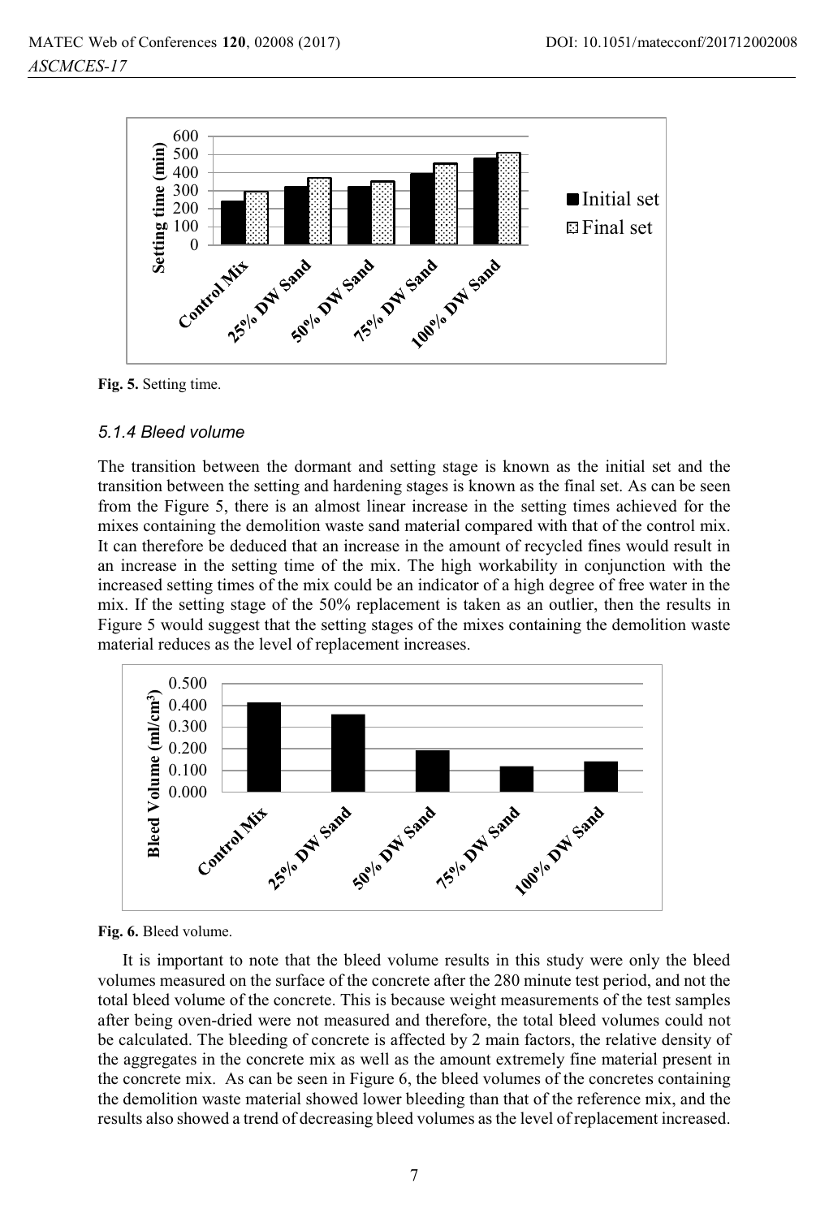Fig. 5. Setting time.

### *5.1.4 Bleed volume*

The transition between the dormant and setting stage is known as the initial set and the transition between the setting and hardening stages is known as the final set. As can be seen from the Figure 5, there is an almost linear increase in the setting times achieved for the mixes containing the demolition waste sand material compared with that of the control mix. It can therefore be deduced that an increase in the amount of recycled fines would result in an increase in the setting time of the mix. The high workability in conjunction with the increased setting times of the mix could be an indicator of a high degree of free water in the mix. If the setting stage of the 50% replacement is taken as an outlier, then the results in Figure 5 would suggest that the setting stages of the mixes containing the demolition waste material reduces as the level of replacement increases.

Fig. 6. Bleed volume.

It is important to note that the bleed volume results in this study were only the bleed volumes measured on the surface of the concrete after the 280 minute test period, and not the total bleed volume of the concrete. This is because weight measurements of the test samples after being oven-dried were not measured and therefore, the total bleed volumes could not be calculated. The bleeding of concrete is affected by 2 main factors, the relative density of the aggregates in the concrete mix as well as the amount extremely fine material present in the concrete mix. As can be seen in Figure 6, the bleed volumes of the concretes containing the demolition waste material showed lower bleeding than that of the reference mix, and the results also showed a trend of decreasing bleed volumes as the level of replacement increased.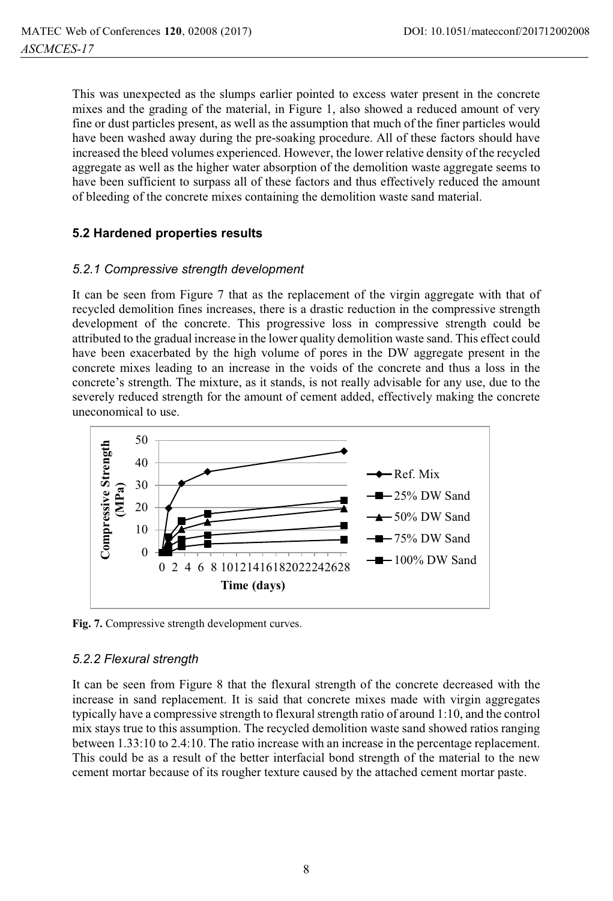This was unexpected as the slumps earlier pointed to excess water present in the concrete mixes and the grading of the material, in Figure 1, also showed a reduced amount of very fine or dust particles present, as well as the assumption that much of the finer particles would have been washed away during the pre-soaking procedure. All of these factors should have increased the bleed volumes experienced. However, the lower relative density of the recycled aggregate as well as the higher water absorption of the demolition waste aggregate seems to have been sufficient to surpass all of these factors and thus effectively reduced the amount of bleeding of the concrete mixes containing the demolition waste sand material.

### 5.2 Hardened properties results

#### *5.2.1 Compressive strength development*

It can be seen from Figure 7 that as the replacement of the virgin aggregate with that of recycled demolition fines increases, there is a drastic reduction in the compressive strength development of the concrete. This progressive loss in compressive strength could be attributed to the gradual increase in the lower quality demolition waste sand. This effect could have been exacerbated by the high volume of pores in the DW aggregate present in the concrete mixes leading to an increase in the voids of the concrete and thus a loss in the concrete's strength. The mixture, as it stands, is not really advisable for any use, due to the severely reduced strength for the amount of cement added, effectively making the concrete uneconomical to use.

**Fig. 7.** Compressive strength development curves.

#### *5.2.2 Flexural strength*

It can be seen from Figure 8 that the flexural strength of the concrete decreased with the increase in sand replacement. It is said that concrete mixes made with virgin aggregates typically have a compressive strength to flexural strength ratio of around 1:10, and the control mix stays true to this assumption. The recycled demolition waste sand showed ratios ranging between 1.33:10 to 2.4:10. The ratio increase with an increase in the percentage replacement. This could be as a result of the better interfacial bond strength of the material to the new cement mortar because of its rougher texture caused by the attached cement mortar paste.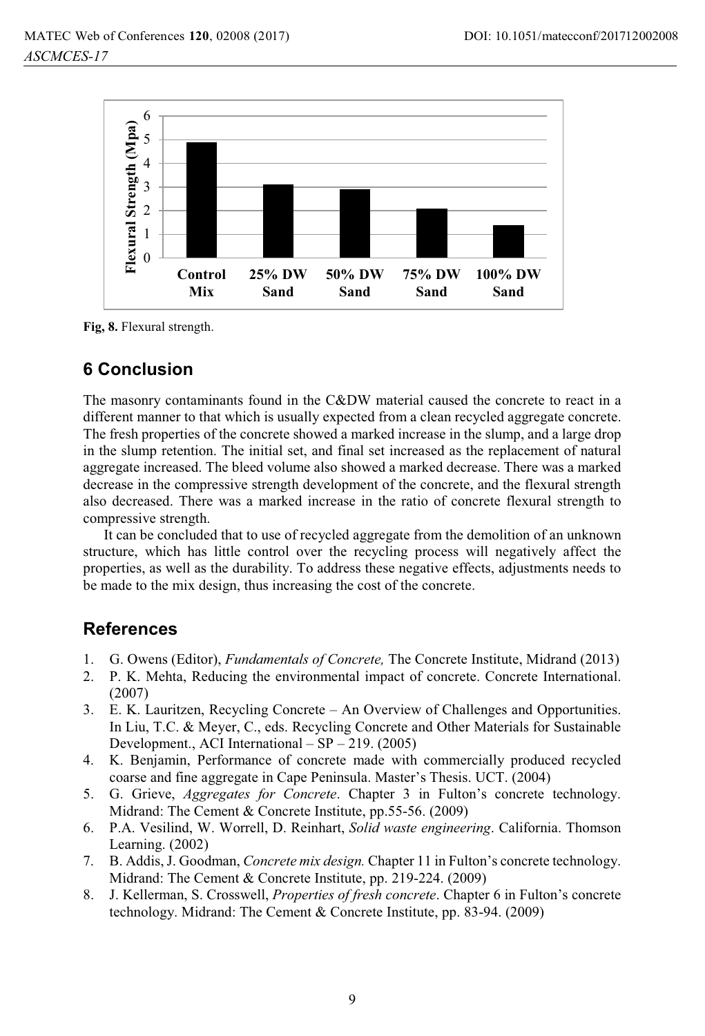Flexural Strength (Mpa)

6
5
4
3
2
1
0

Control Mix
25% DW Sand
50% DW Sand
75% DW Sand
100% DW Sand

**Fig, 8.** Flexural strength.

## 6 Conclusion

The masonry contaminants found in the C&DW material caused the concrete to react in a different manner to that which is usually expected from a clean recycled aggregate concrete. The fresh properties of the concrete showed a marked increase in the slump, and a large drop in the slump retention. The initial set, and final set increased as the replacement of natural aggregate increased. The bleed volume also showed a marked decrease. There was a marked decrease in the compressive strength development of the concrete, and the flexural strength also decreased. There was a marked increase in the ratio of concrete flexural strength to compressive strength.

It can be concluded that to use of recycled aggregate from the demolition of an unknown structure, which has little control over the recycling process will negatively affect the properties, as well as the durability. To address these negative effects, adjustments needs to be made to the mix design, thus increasing the cost of the concrete.

## References

1. G. Owens (Editor), *Fundamentals of Concrete,* The Concrete Institute, Midrand (2013)
2. P. K. Mehta, Reducing the environmental impact of concrete. Concrete International. (2007)
3. E. K. Lauritzen, Recycling Concrete – An Overview of Challenges and Opportunities. In Liu, T.C. & Meyer, C., eds. Recycling Concrete and Other Materials for Sustainable Development., ACI International – SP – 219. (2005)
4. K. Benjamin, Performance of concrete made with commercially produced recycled coarse and fine aggregate in Cape Peninsula. Master's Thesis. UCT. (2004)
5. G. Grieve, *Aggregates for Concrete*. Chapter 3 in Fulton's concrete technology. Midrand: The Cement & Concrete Institute, pp.55-56. (2009)
6. P.A. Vesilind, W. Worrell, D. Reinhart, *Solid waste engineering*. California. Thomson Learning. (2002)
7. B. Addis, J. Goodman, *Concrete mix design.* Chapter 11 in Fulton's concrete technology. Midrand: The Cement & Concrete Institute, pp. 219-224. (2009)
8. J. Kellerman, S. Crosswell, *Properties of fresh concrete*. Chapter 6 in Fulton's concrete technology. Midrand: The Cement & Concrete Institute, pp. 83-94. (2009)